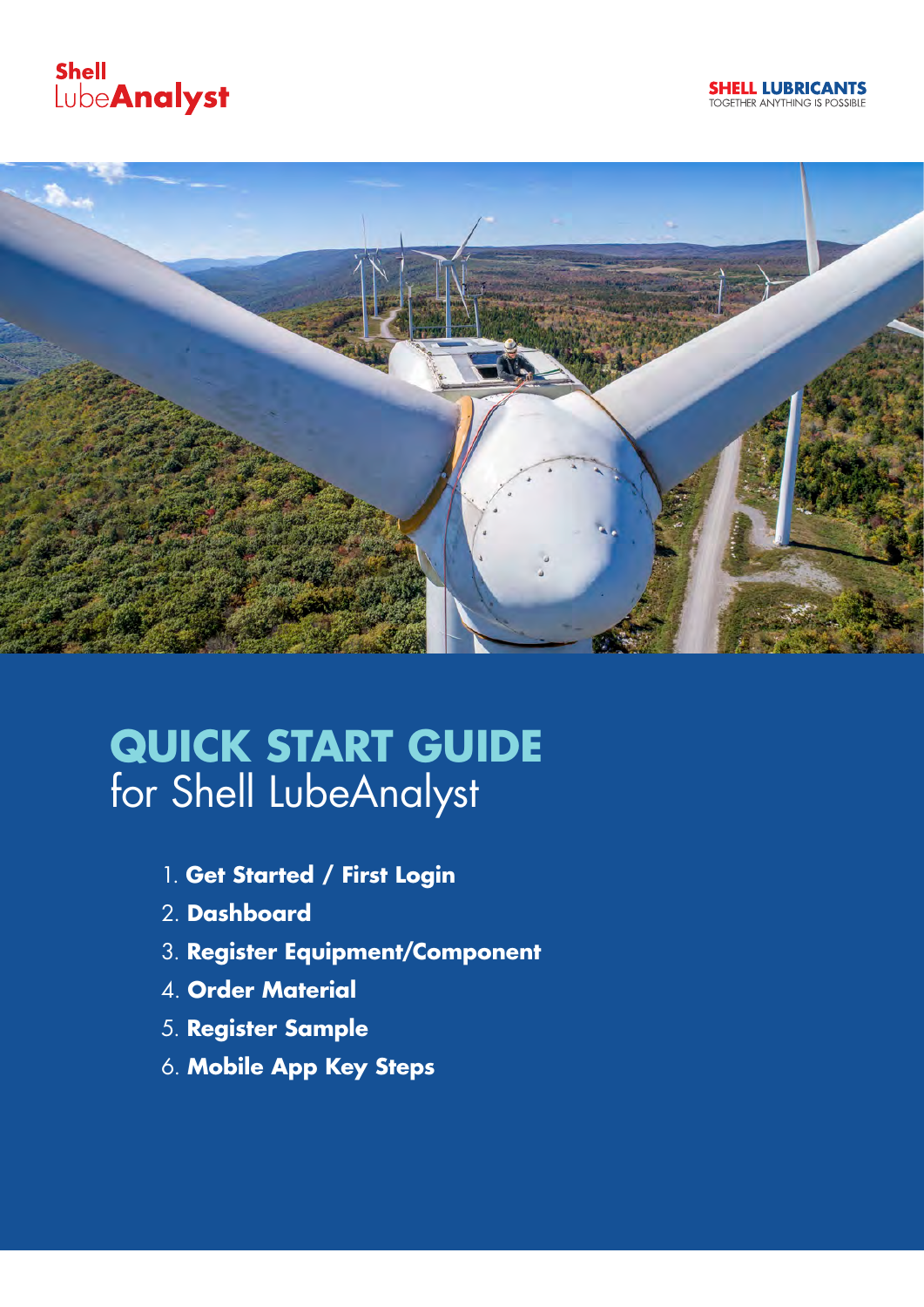Shell LubeAnalyst

SHELL LUBRICANTS
TOGETHER ANYTHING IS POSSIBLE

# QUICK START GUIDE
for Shell LubeAnalyst

1. **Get Started / First Login**
2. **Dashboard**
3. **Register Equipment/Component**
4. **Order Material**
5. **Register Sample**
6. **Mobile App Key Steps**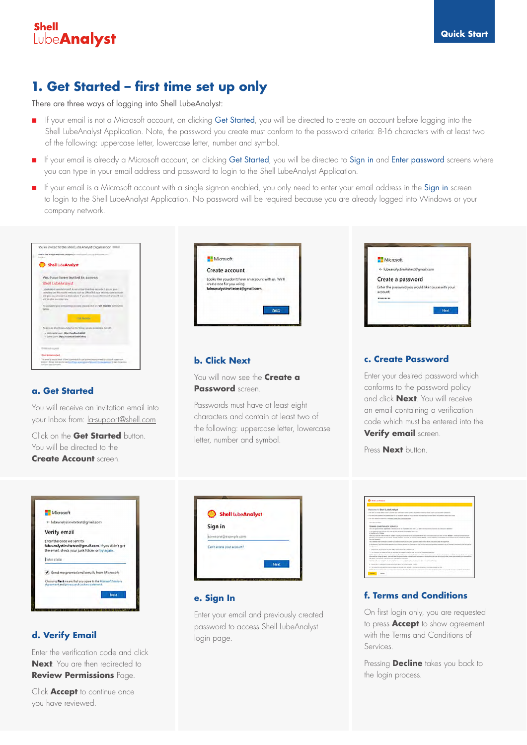# 1. Get Started – first time set up only

There are three ways of logging into Shell LubeAnalyst:

- If your email is not a Microsoft account, on clicking Get Started, you will be directed to create an account before logging into the Shell LubeAnalyst Application. Note, the password you create must conform to the password criteria: 8-16 characters with at least two of the following: uppercase letter, lowercase letter, number and symbol.
- If your email is already a Microsoft account, on clicking Get Started, you will be directed to Sign in and Enter password screens where you can type in your email address and password to login to the Shell LubeAnalyst Application.
- If your email is a Microsoft account with a single sign-on enabled, you only need to enter your email address in the Sign in screen to login to the Shell LubeAnalyst Application. No password will be required because you are already logged into Windows or your company network.

### a. Get Started

You will receive an invitation email into your Inbox from: la-support@shell.com

Click on the **Get Started** button. You will be directed to the **Create Account** screen.

### b. Click Next

You will now see the **Create a Password** screen.

Passwords must have at least eight characters and contain at least two of the following: uppercase letter, lowercase letter, number and symbol.

### c. Create Password

Enter your desired password which conforms to the password policy and click **Next**. You will receive an email containing a verification code which must be entered into the **Verify email** screen.

Press **Next** button.

### d. Verify Email

Enter the verification code and click **Next**. You are then redirected to **Review Permissions** Page.

Click **Accept** to continue once you have reviewed.

### e. Sign In

Enter your email and previously created password to access Shell LubeAnalyst login page.

### f. Terms and Conditions

On first login only, you are requested to press **Accept** to show agreement with the Terms and Conditions of Services.

Pressing **Decline** takes you back to the login process.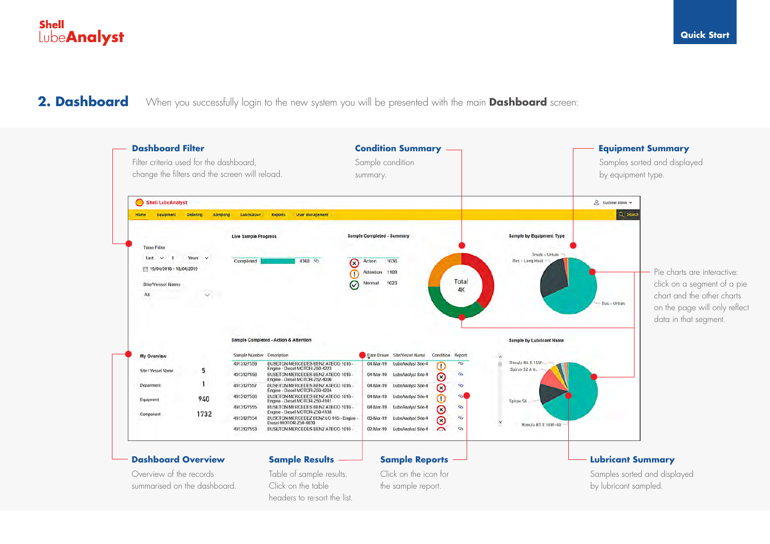## 2. Dashboard

When you successfully login to the new system you will be presented with the main **Dashboard** screen:

**Dashboard Filter**

Filter criteria used for the dashboard, change the filters and the screen will reload.

**Condition Summary**

Sample condition summary.

**Equipment Summary**

Samples sorted and displayed by equipment type.

Pie charts are interactive: click on a segment of a pie chart and the other charts on the page will only reflect data in that segment.

**Dashboard Overview**

Overview of the records summarised on the dashboard.

**Sample Results**

Table of sample results. Click on the table headers to re-sort the list.

**Sample Reports**

Click on the icon for the sample report.

**Lubricant Summary**

Samples sorted and displayed by lubricant sampled.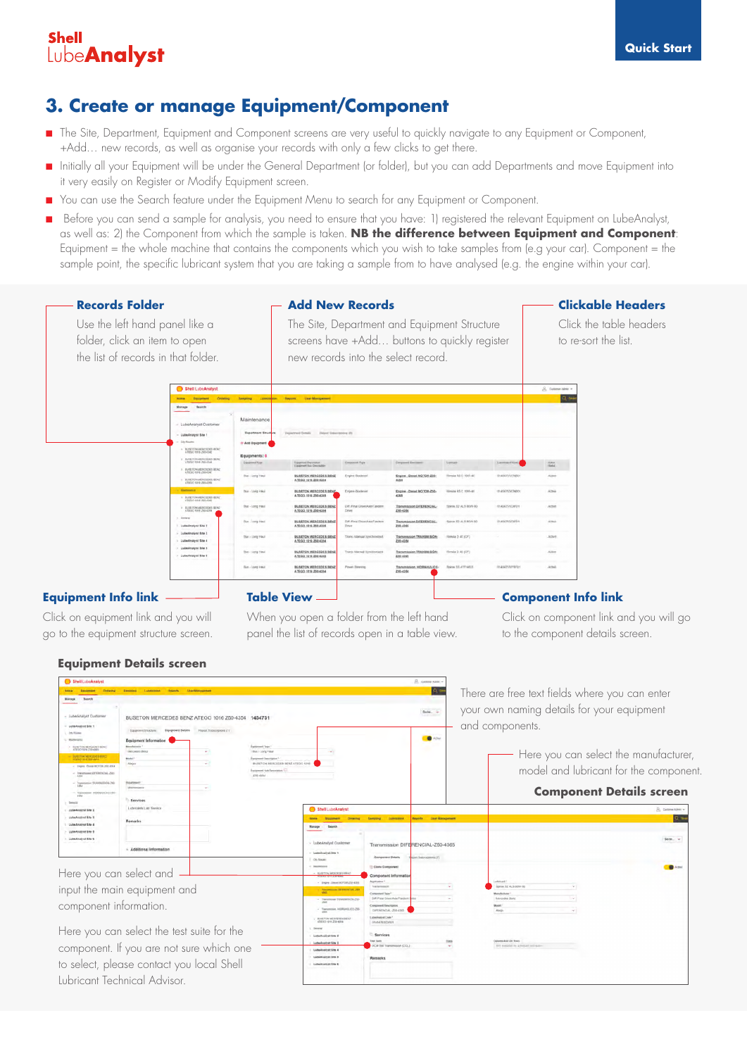# 3. Create or manage Equipment/Component

- The Site, Department, Equipment and Component screens are very useful to quickly navigate to any Equipment or Component, +Add… new records, as well as organise your records with only a few clicks to get there.
- Initially all your Equipment will be under the General Department (or folder), but you can add Departments and move Equipment into it very easily on Register or Modify Equipment screen.
- You can use the Search feature under the Equipment Menu to search for any Equipment or Component.
- Before you can send a sample for analysis, you need to ensure that you have: 1) registered the relevant Equipment on LubeAnalyst, as well as: 2) the Component from which the sample is taken. **NB the difference between Equipment and Component**: Equipment = the whole machine that contains the components which you wish to take samples from (e.g your car). Component = the sample point, the specific lubricant system that you are taking a sample from to have analysed (e.g. the engine within your car).

### Records Folder

Use the left hand panel like a folder, click an item to open the list of records in that folder.

### Add New Records

The Site, Department and Equipment Structure screens have +Add… buttons to quickly register new records into the select record.

### Clickable Headers

Click the table headers to re-sort the list.

### Equipment Info link

Click on equipment link and you will go to the equipment structure screen.

### Table View

When you open a folder from the left hand panel the list of records open in a table view.

### Component Info link

Click on component link and you will go to the component details screen.

### Equipment Details screen

There are free text fields where you can enter your own naming details for your equipment and components.

Here you can select the manufacturer, model and lubricant for the component.

### Component Details screen

Here you can select and input the main equipment and component information.

Here you can select the test suite for the component. If you are not sure which one to select, please contact you local Shell Lubricant Technical Advisor.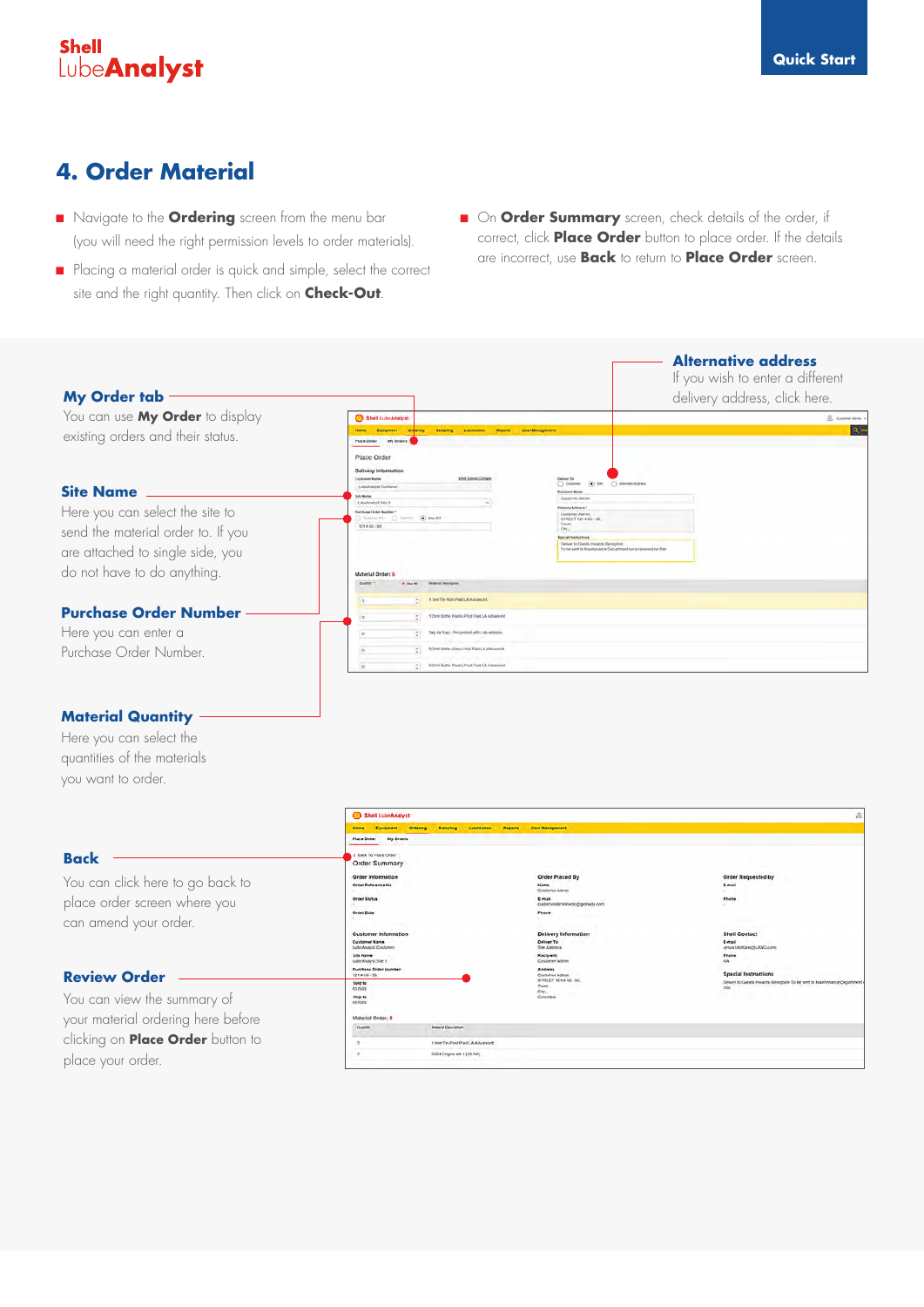## 4. Order Material

- Navigate to the **Ordering** screen from the menu bar (you will need the right permission levels to order materials).
- Placing a material order is quick and simple, select the correct site and the right quantity. Then click on **Check-Out**.
- On **Order Summary** screen, check details of the order, if correct, click **Place Order** button to place order. If the details are incorrect, use **Back** to return to **Place Order** screen.

**My Order tab**
You can use **My Order** to display existing orders and their status.

**Alternative address**
If you wish to enter a different delivery address, click here.

**Site Name**
Here you can select the site to send the material order to. If you are attached to single side, you do not have to do anything.

**Purchase Order Number**
Here you can enter a Purchase Order Number.

**Material Quantity**
Here you can select the quantities of the materials you want to order.

**Back**
You can click here to go back to place order screen where you can amend your order.

**Review Order**
You can view the summary of your material ordering here before clicking on **Place Order** button to place your order.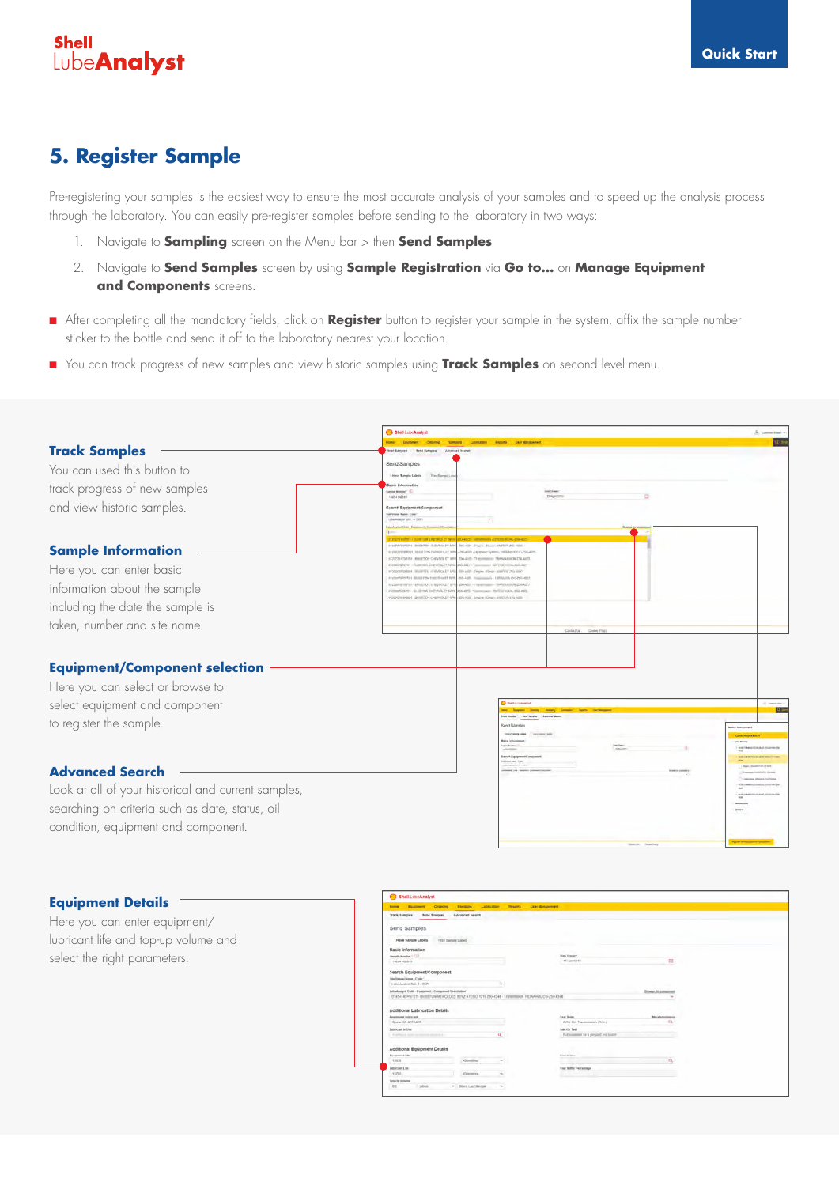## 5. Register Sample

Pre-registering your samples is the easiest way to ensure the most accurate analysis of your samples and to speed up the analysis process through the laboratory. You can easily pre-register samples before sending to the laboratory in two ways:

1. Navigate to **Sampling** screen on the Menu bar > then **Send Samples**
2. Navigate to **Send Samples** screen by using **Sample Registration** via **Go to...** on **Manage Equipment and Components** screens.

- After completing all the mandatory fields, click on **Register** button to register your sample in the system, affix the sample number sticker to the bottle and send it off to the laboratory nearest your location.
- You can track progress of new samples and view historic samples using **Track Samples** on second level menu.

### Track Samples

You can used this button to track progress of new samples and view historic samples.

### Sample Information

Here you can enter basic information about the sample including the date the sample is taken, number and site name.

### Equipment/Component selection

Here you can select or browse to select equipment and component to register the sample.

### Advanced Search

Look at all of your historical and current samples, searching on criteria such as date, status, oil condition, equipment and component.

### Equipment Details

Here you can enter equipment/lubricant life and top-up volume and select the right parameters.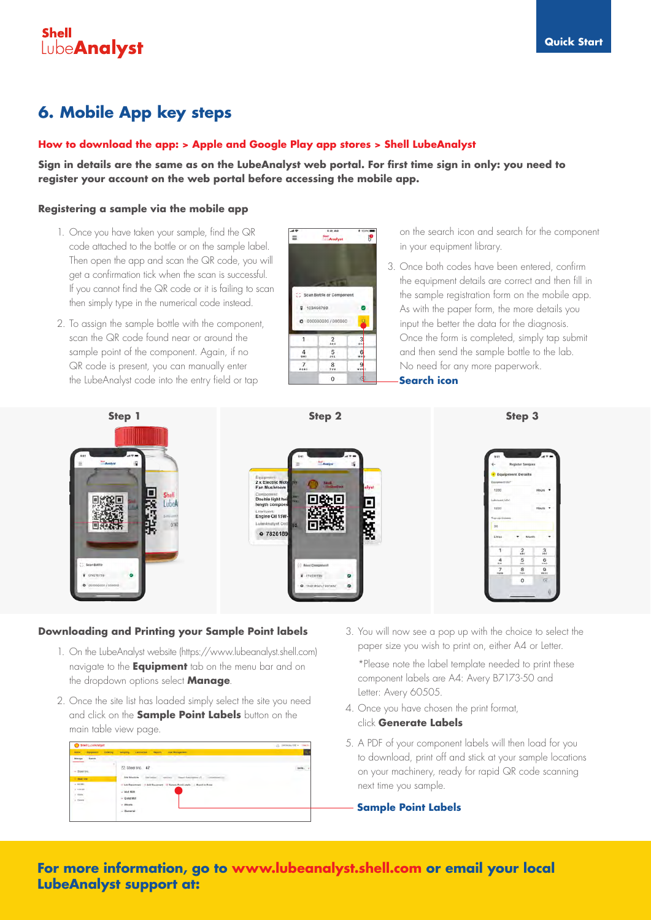# 6. Mobile App key steps

**How to download the app: > Apple and Google Play app stores > Shell LubeAnalyst**

**Sign in details are the same as on the LubeAnalyst web portal. For first time sign in only: you need to register your account on the web portal before accessing the mobile app.**

### Registering a sample via the mobile app

1. Once you have taken your sample, find the QR code attached to the bottle or on the sample label. Then open the app and scan the QR code, you will get a confirmation tick when the scan is successful. If you cannot find the QR code or it is failing to scan then simply type in the numerical code instead.
2. To assign the sample bottle with the component, scan the QR code found near or around the sample point of the component. Again, if no QR code is present, you can manually enter the LubeAnalyst code into the entry field or tap on the search icon and search for the component in your equipment library.
3. Once both codes have been entered, confirm the equipment details are correct and then fill in the sample registration form on the mobile app. As with the paper form, the more details you input the better the data for the diagnosis. Once the form is completed, simply tap submit and then send the sample bottle to the lab. No need for any more paperwork.

**Search icon**

**Step 1**

**Step 2**

**Step 3**

### Downloading and Printing your Sample Point labels

1. On the LubeAnalyst website (https://www.lubeanalyst.shell.com) navigate to the **Equipment** tab on the menu bar and on the dropdown options select **Manage**.
2. Once the site list has loaded simply select the site you need and click on the **Sample Point Labels** button on the main table view page.
3. You will now see a pop up with the choice to select the paper size you wish to print on, either A4 or Letter.

   *Please note the label template needed to print these component labels are A4: Avery B7173-50 and Letter: Avery 60505.
4. Once you have chosen the print format, click **Generate Labels**
5. A PDF of your component labels will then load for you to download, print off and stick at your sample locations on your machinery, ready for rapid QR code scanning next time you sample.

**Sample Point Labels**

**For more information, go to www.lubeanalyst.shell.com or email your local LubeAnalyst support at:**